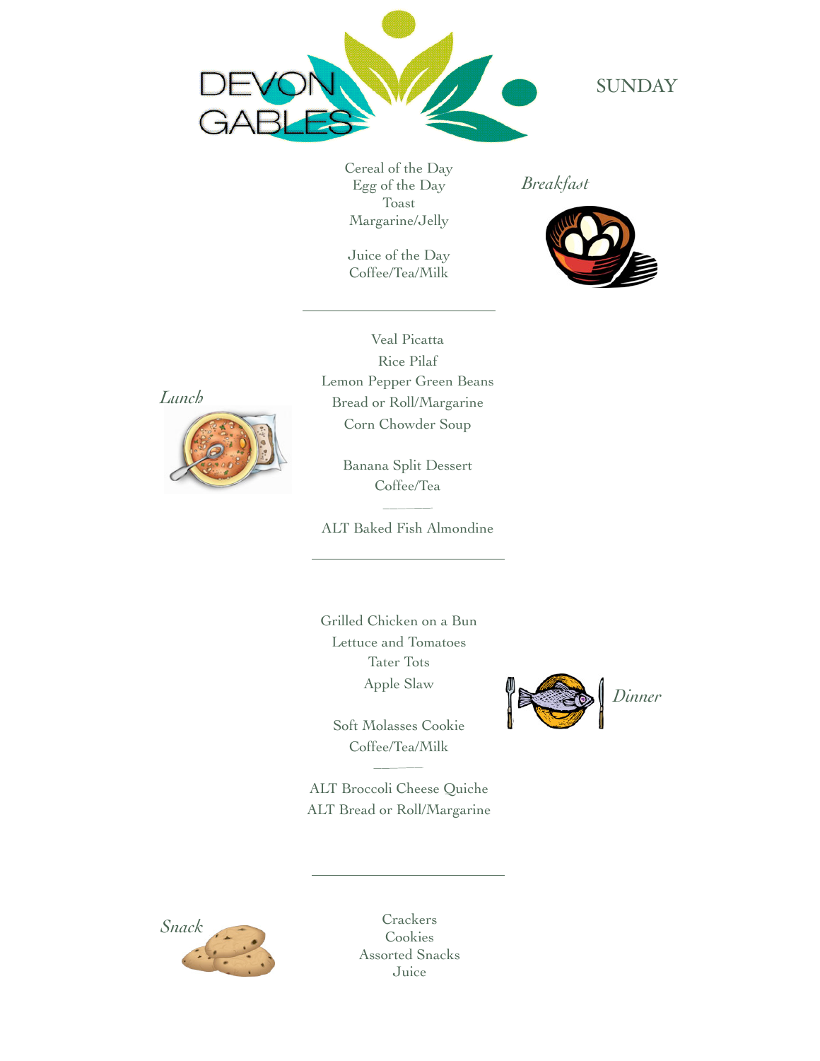DEVON GABLES

# SUNDAY

## *Breakfast*

Cereal of the Day
Egg of the Day
Toast
Margarine/Jelly

Juice of the Day
Coffee/Tea/Milk

---

## *Lunch*

Veal Picatta
Rice Pilaf
Lemon Pepper Green Beans
Bread or Roll/Margarine
Corn Chowder Soup

Banana Split Dessert
Coffee/Tea

ALT Baked Fish Almondine

---

## *Dinner*

Grilled Chicken on a Bun
Lettuce and Tomatoes
Tater Tots
Apple Slaw

Soft Molasses Cookie
Coffee/Tea/Milk

ALT Broccoli Cheese Quiche
ALT Bread or Roll/Margarine

---

## *Snack*

Crackers
Cookies
Assorted Snacks
Juice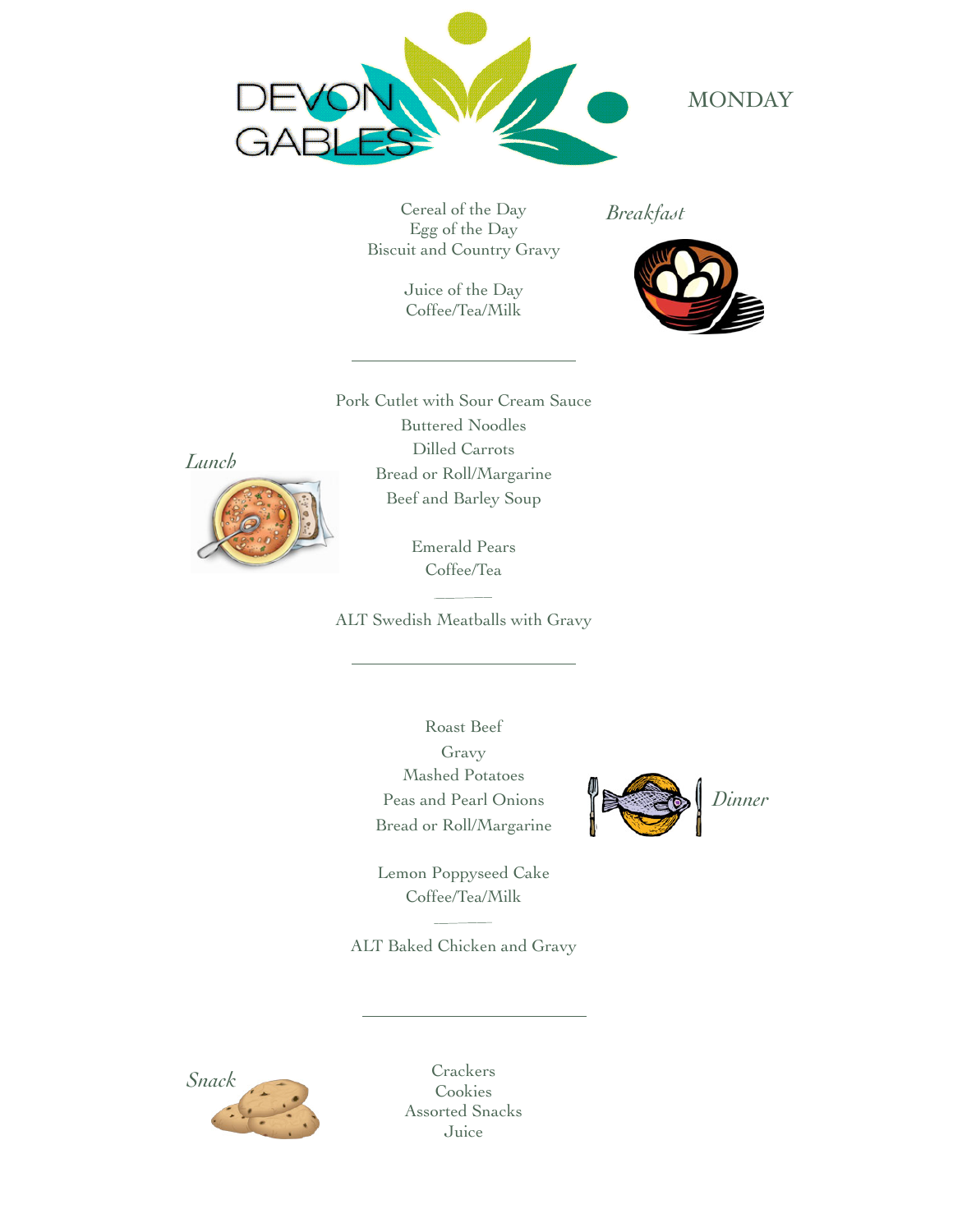DEVON GABLES

# MONDAY

## *Breakfast*

Cereal of the Day
Egg of the Day
Biscuit and Country Gravy

Juice of the Day
Coffee/Tea/Milk

---

## *Lunch*

Pork Cutlet with Sour Cream Sauce
Buttered Noodles
Dilled Carrots
Bread or Roll/Margarine
Beef and Barley Soup

Emerald Pears
Coffee/Tea

ALT Swedish Meatballs with Gravy

---

## *Dinner*

Roast Beef
Gravy
Mashed Potatoes
Peas and Pearl Onions
Bread or Roll/Margarine

Lemon Poppyseed Cake
Coffee/Tea/Milk

ALT Baked Chicken and Gravy

---

## *Snack*

Crackers
Cookies
Assorted Snacks
Juice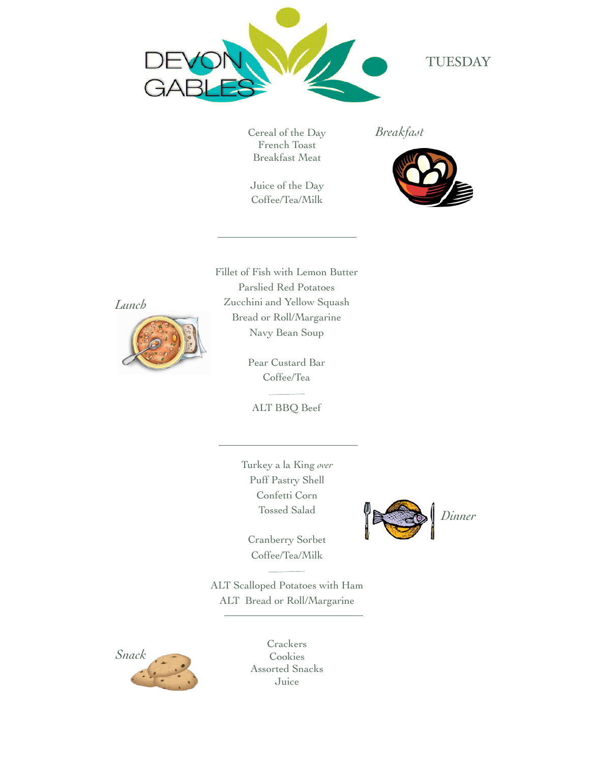DEVON GABLES

# TUESDAY

## *Breakfast*

Cereal of the Day
French Toast
Breakfast Meat

Juice of the Day
Coffee/Tea/Milk

---

## *Lunch*

Fillet of Fish with Lemon Butter
Parslied Red Potatoes
Zucchini and Yellow Squash
Bread or Roll/Margarine
Navy Bean Soup

Pear Custard Bar
Coffee/Tea

ALT BBQ Beef

---

## *Dinner*

Turkey a la King *over*
Puff Pastry Shell
Confetti Corn
Tossed Salad

Cranberry Sorbet
Coffee/Tea/Milk

ALT Scalloped Potatoes with Ham
ALT Bread or Roll/Margarine

---

## *Snack*

Crackers
Cookies
Assorted Snacks
Juice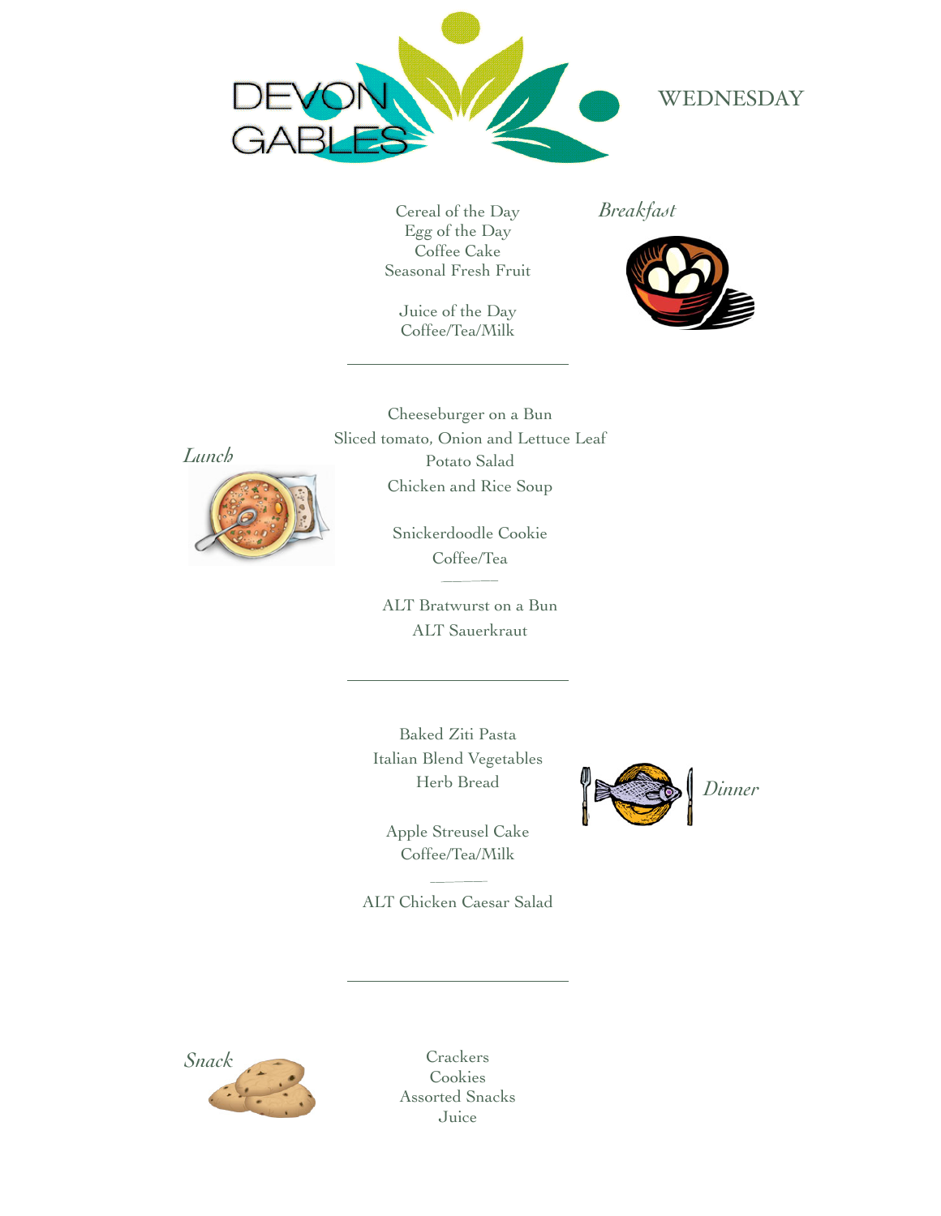DEVON GABLES

# WEDNESDAY

## *Breakfast*

Cereal of the Day
Egg of the Day
Coffee Cake
Seasonal Fresh Fruit

Juice of the Day
Coffee/Tea/Milk

---

## *Lunch*

Cheeseburger on a Bun
Sliced tomato, Onion and Lettuce Leaf
Potato Salad
Chicken and Rice Soup

Snickerdoodle Cookie
Coffee/Tea

ALT Bratwurst on a Bun
ALT Sauerkraut

---

## *Dinner*

Baked Ziti Pasta
Italian Blend Vegetables
Herb Bread

Apple Streusel Cake
Coffee/Tea/Milk

ALT Chicken Caesar Salad

---

## *Snack*

Crackers
Cookies
Assorted Snacks
Juice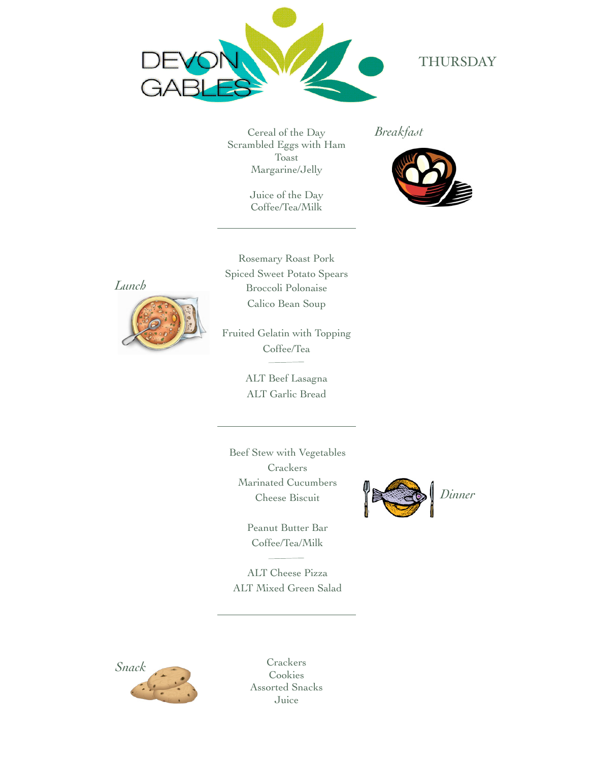DEVON GABLES

# THURSDAY

## *Breakfast*

Cereal of the Day
Scrambled Eggs with Ham
Toast
Margarine/Jelly

Juice of the Day
Coffee/Tea/Milk

---

## *Lunch*

Rosemary Roast Pork
Spiced Sweet Potato Spears
Broccoli Polonaise
Calico Bean Soup

Fruited Gelatin with Topping
Coffee/Tea

ALT Beef Lasagna
ALT Garlic Bread

---

## *Dinner*

Beef Stew with Vegetables
Crackers
Marinated Cucumbers
Cheese Biscuit

Peanut Butter Bar
Coffee/Tea/Milk

ALT Cheese Pizza
ALT Mixed Green Salad

---

## *Snack*

Crackers
Cookies
Assorted Snacks
Juice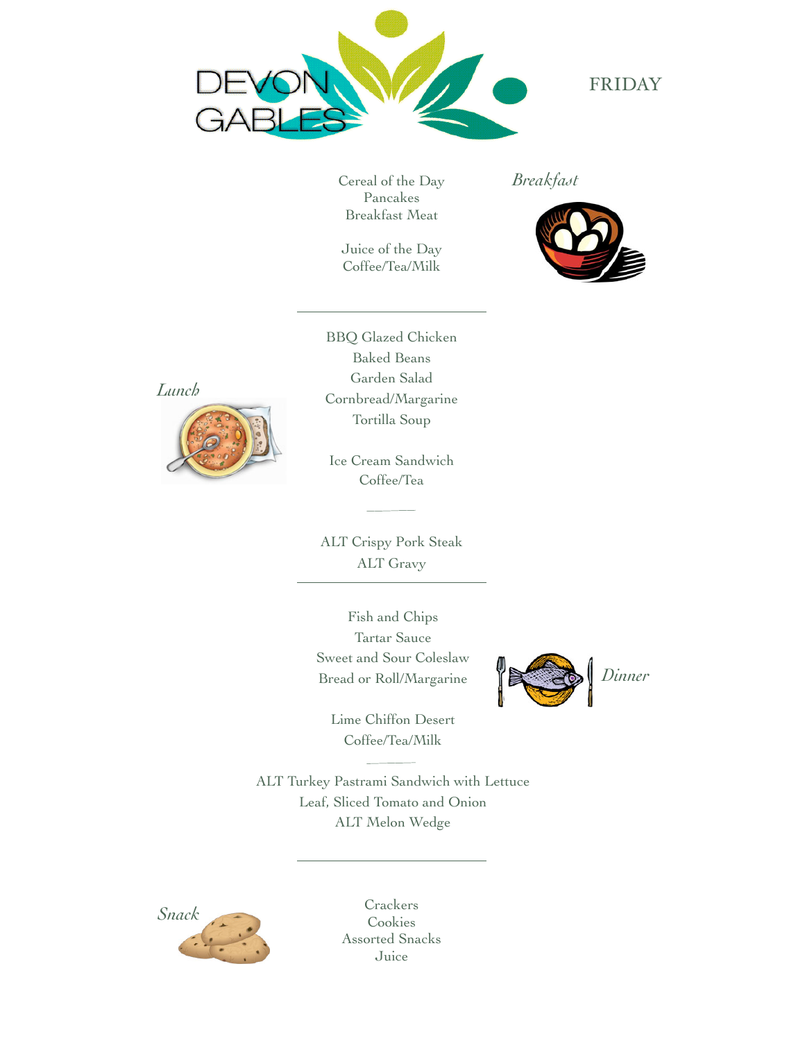DEVON GABLES

# FRIDAY

## *Breakfast*

Cereal of the Day
Pancakes
Breakfast Meat

Juice of the Day
Coffee/Tea/Milk

---

## *Lunch*

BBQ Glazed Chicken
Baked Beans
Garden Salad
Cornbread/Margarine
Tortilla Soup

Ice Cream Sandwich
Coffee/Tea

ALT Crispy Pork Steak
ALT Gravy

---

## *Dinner*

Fish and Chips
Tartar Sauce
Sweet and Sour Coleslaw
Bread or Roll/Margarine

Lime Chiffon Desert
Coffee/Tea/Milk

ALT Turkey Pastrami Sandwich with Lettuce Leaf, Sliced Tomato and Onion
ALT Melon Wedge

---

## *Snack*

Crackers
Cookies
Assorted Snacks
Juice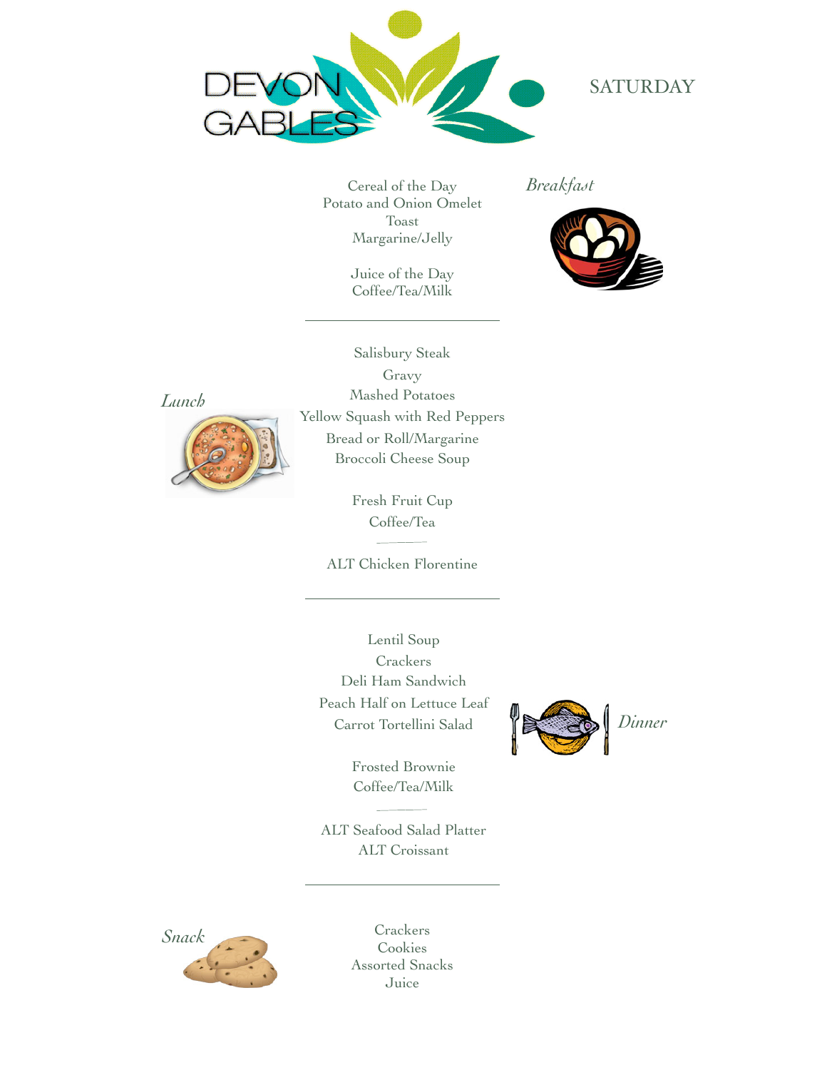DEVON GABLES

# SATURDAY

## *Breakfast*

Cereal of the Day
Potato and Onion Omelet
Toast
Margarine/Jelly

Juice of the Day
Coffee/Tea/Milk

---

## *Lunch*

Salisbury Steak
Gravy
Mashed Potatoes
Yellow Squash with Red Peppers
Bread or Roll/Margarine
Broccoli Cheese Soup

Fresh Fruit Cup
Coffee/Tea

ALT Chicken Florentine

---

## *Dinner*

Lentil Soup
Crackers
Deli Ham Sandwich
Peach Half on Lettuce Leaf
Carrot Tortellini Salad

Frosted Brownie
Coffee/Tea/Milk

ALT Seafood Salad Platter
ALT Croissant

---

## *Snack*

Crackers
Cookies
Assorted Snacks
Juice